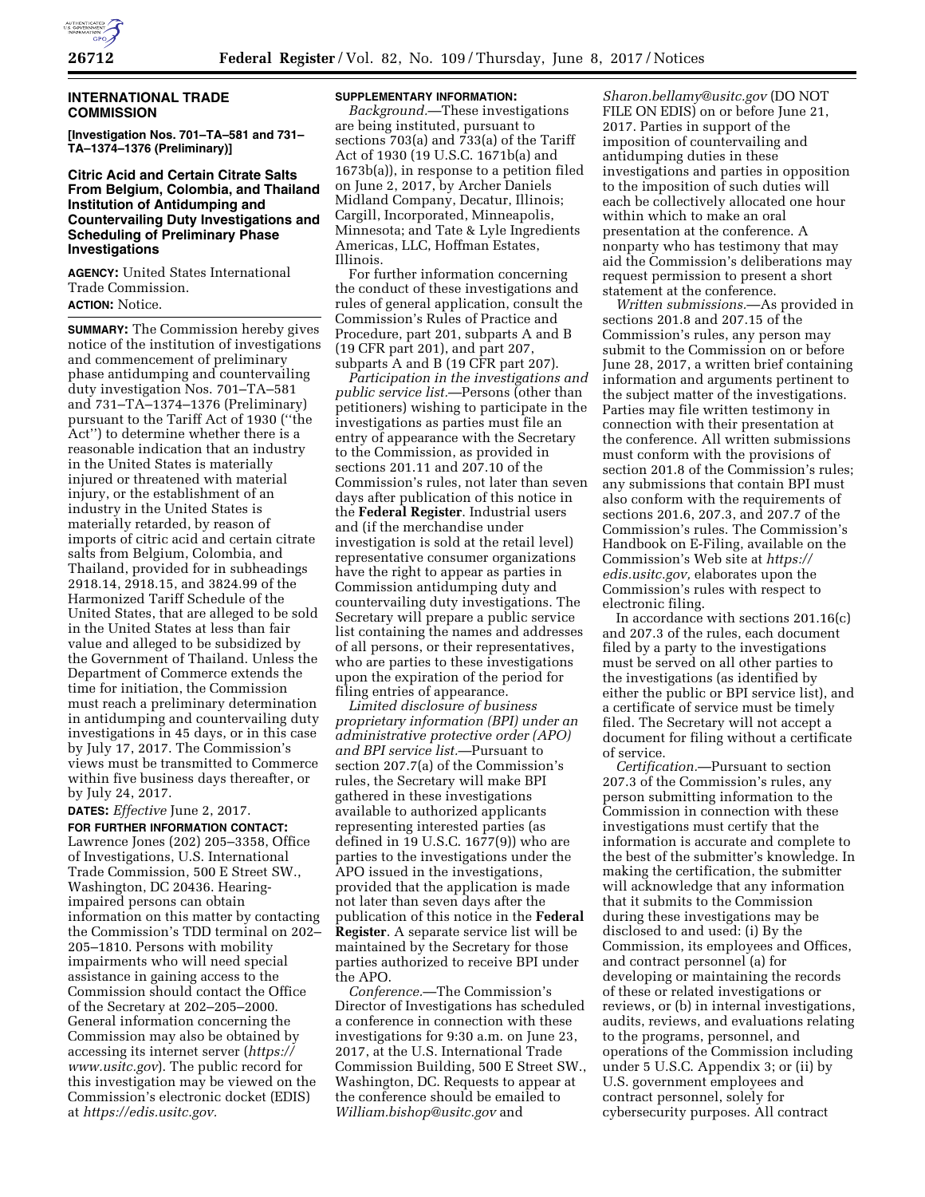**INTERNATIONAL TRADE COMMISSION**

**[Investigation Nos. 701–TA–581 and 731–TA–1374–1376 (Preliminary)]**

## Citric Acid and Certain Citrate Salts From Belgium, Colombia, and Thailand Institution of Antidumping and Countervailing Duty Investigations and Scheduling of Preliminary Phase Investigations

**AGENCY:** United States International Trade Commission.

**ACTION:** Notice.

**SUMMARY:** The Commission hereby gives notice of the institution of investigations and commencement of preliminary phase antidumping and countervailing duty investigation Nos. 701–TA–581 and 731–TA–1374–1376 (Preliminary) pursuant to the Tariff Act of 1930 (''the Act'') to determine whether there is a reasonable indication that an industry in the United States is materially injured or threatened with material injury, or the establishment of an industry in the United States is materially retarded, by reason of imports of citric acid and certain citrate salts from Belgium, Colombia, and Thailand, provided for in subheadings 2918.14, 2918.15, and 3824.99 of the Harmonized Tariff Schedule of the United States, that are alleged to be sold in the United States at less than fair value and alleged to be subsidized by the Government of Thailand. Unless the Department of Commerce extends the time for initiation, the Commission must reach a preliminary determination in antidumping and countervailing duty investigations in 45 days, or in this case by July 17, 2017. The Commission's views must be transmitted to Commerce within five business days thereafter, or by July 24, 2017.

**DATES:** *Effective* June 2, 2017.

**FOR FURTHER INFORMATION CONTACT:** Lawrence Jones (202) 205–3358, Office of Investigations, U.S. International Trade Commission, 500 E Street SW., Washington, DC 20436. Hearing-impaired persons can obtain information on this matter by contacting the Commission's TDD terminal on 202–205–1810. Persons with mobility impairments who will need special assistance in gaining access to the Commission should contact the Office of the Secretary at 202–205–2000. General information concerning the Commission may also be obtained by accessing its internet server (*https://www.usitc.gov*). The public record for this investigation may be viewed on the Commission's electronic docket (EDIS) at *https://edis.usitc.gov.*

**SUPPLEMENTARY INFORMATION:**

*Background.*—These investigations are being instituted, pursuant to sections 703(a) and 733(a) of the Tariff Act of 1930 (19 U.S.C. 1671b(a) and 1673b(a)), in response to a petition filed on June 2, 2017, by Archer Daniels Midland Company, Decatur, Illinois; Cargill, Incorporated, Minneapolis, Minnesota; and Tate & Lyle Ingredients Americas, LLC, Hoffman Estates, Illinois.

For further information concerning the conduct of these investigations and rules of general application, consult the Commission's Rules of Practice and Procedure, part 201, subparts A and B (19 CFR part 201), and part 207, subparts A and B (19 CFR part 207).

*Participation in the investigations and public service list.*—Persons (other than petitioners) wishing to participate in the investigations as parties must file an entry of appearance with the Secretary to the Commission, as provided in sections 201.11 and 207.10 of the Commission's rules, not later than seven days after publication of this notice in the **Federal Register**. Industrial users and (if the merchandise under investigation is sold at the retail level) representative consumer organizations have the right to appear as parties in Commission antidumping duty and countervailing duty investigations. The Secretary will prepare a public service list containing the names and addresses of all persons, or their representatives, who are parties to these investigations upon the expiration of the period for filing entries of appearance.

*Limited disclosure of business proprietary information (BPI) under an administrative protective order (APO) and BPI service list.*—Pursuant to section 207.7(a) of the Commission's rules, the Secretary will make BPI gathered in these investigations available to authorized applicants representing interested parties (as defined in 19 U.S.C. 1677(9)) who are parties to the investigations under the APO issued in the investigations, provided that the application is made not later than seven days after the publication of this notice in the **Federal Register**. A separate service list will be maintained by the Secretary for those parties authorized to receive BPI under the APO.

*Conference.*—The Commission's Director of Investigations has scheduled a conference in connection with these investigations for 9:30 a.m. on June 23, 2017, at the U.S. International Trade Commission Building, 500 E Street SW., Washington, DC. Requests to appear at the conference should be emailed to *William.bishop@usitc.gov* and *Sharon.bellamy@usitc.gov* (DO NOT FILE ON EDIS) on or before June 21, 2017. Parties in support of the imposition of countervailing and antidumping duties in these investigations and parties in opposition to the imposition of such duties will each be collectively allocated one hour within which to make an oral presentation at the conference. A nonparty who has testimony that may aid the Commission's deliberations may request permission to present a short statement at the conference.

*Written submissions.*—As provided in sections 201.8 and 207.15 of the Commission's rules, any person may submit to the Commission on or before June 28, 2017, a written brief containing information and arguments pertinent to the subject matter of the investigations. Parties may file written testimony in connection with their presentation at the conference. All written submissions must conform with the provisions of section 201.8 of the Commission's rules; any submissions that contain BPI must also conform with the requirements of sections 201.6, 207.3, and 207.7 of the Commission's rules. The Commission's Handbook on E-Filing, available on the Commission's Web site at *https://edis.usitc.gov,* elaborates upon the Commission's rules with respect to electronic filing.

In accordance with sections 201.16(c) and 207.3 of the rules, each document filed by a party to the investigations must be served on all other parties to the investigations (as identified by either the public or BPI service list), and a certificate of service must be timely filed. The Secretary will not accept a document for filing without a certificate of service.

*Certification.*—Pursuant to section 207.3 of the Commission's rules, any person submitting information to the Commission in connection with these investigations must certify that the information is accurate and complete to the best of the submitter's knowledge. In making the certification, the submitter will acknowledge that any information that it submits to the Commission during these investigations may be disclosed to and used: (i) By the Commission, its employees and Offices, and contract personnel (a) for developing or maintaining the records of these or related investigations or reviews, or (b) in internal investigations, audits, reviews, and evaluations relating to the programs, personnel, and operations of the Commission including under 5 U.S.C. Appendix 3; or (ii) by U.S. government employees and contract personnel, solely for cybersecurity purposes. All contract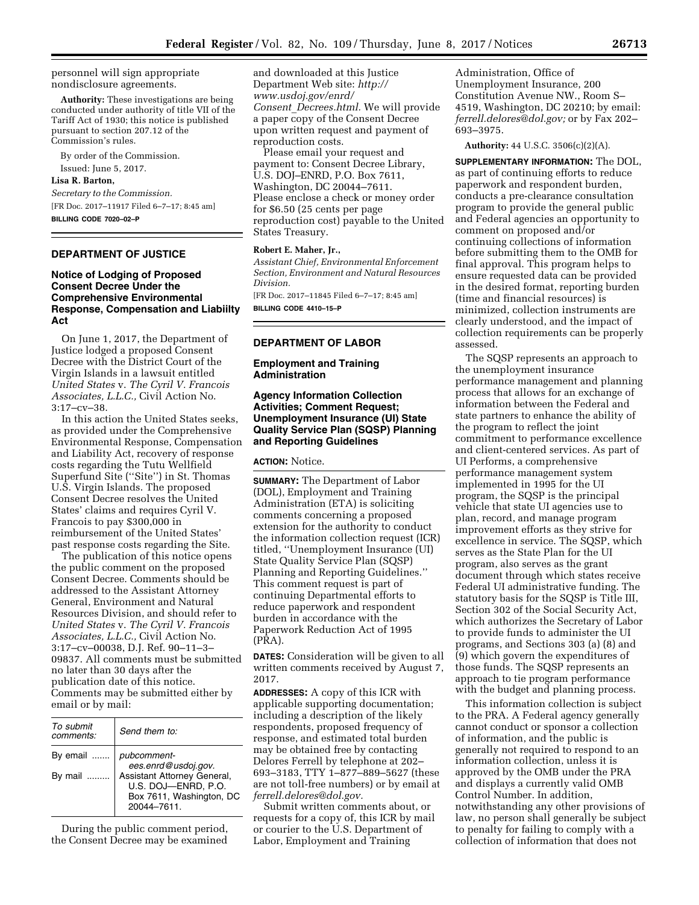personnel will sign appropriate nondisclosure agreements.

**Authority:** These investigations are being conducted under authority of title VII of the Tariff Act of 1930; this notice is published pursuant to section 207.12 of the Commission's rules.

By order of the Commission.

Issued: June 5, 2017.

**Lisa R. Barton,**

*Secretary to the Commission.*

[FR Doc. 2017–11917 Filed 6–7–17; 8:45 am]

**BILLING CODE 7020–02–P**

## DEPARTMENT OF JUSTICE

### Notice of Lodging of Proposed Consent Decree Under the Comprehensive Environmental Response, Compensation and Liabiilty Act

On June 1, 2017, the Department of Justice lodged a proposed Consent Decree with the District Court of the Virgin Islands in a lawsuit entitled *United States* v. *The Cyril V. Francois Associates, L.L.C.,* Civil Action No. 3:17–cv–38.

In this action the United States seeks, as provided under the Comprehensive Environmental Response, Compensation and Liability Act, recovery of response costs regarding the Tutu Wellfield Superfund Site (''Site'') in St. Thomas U.S. Virgin Islands. The proposed Consent Decree resolves the United States' claims and requires Cyril V. Francois to pay $300,000 in reimbursement of the United States' past response costs regarding the Site.

The publication of this notice opens the public comment on the proposed Consent Decree. Comments should be addressed to the Assistant Attorney General, Environment and Natural Resources Division, and should refer to *United States* v. *The Cyril V. Francois Associates, L.L.C.,* Civil Action No. 3:17–cv–00038, D.J. Ref. 90–11–3–09837. All comments must be submitted no later than 30 days after the publication date of this notice. Comments may be submitted either by email or by mail:

| *To submit comments:* | *Send them to:* |
|---|---|
| By email ....... | *pubcomment-ees.enrd@usdoj.gov.* |
| By mail ......... | Assistant Attorney General, U.S. DOJ—ENRD, P.O. Box 7611, Washington, DC 20044–7611. |

During the public comment period, the Consent Decree may be examined and downloaded at this Justice Department Web site: *http://www.usdoj.gov/enrd/Consent_Decrees.html.* We will provide a paper copy of the Consent Decree upon written request and payment of reproduction costs.

Please email your request and payment to: Consent Decree Library, U.S. DOJ–ENRD, P.O. Box 7611, Washington, DC 20044–7611.

Please enclose a check or money order for $6.50 (25 cents per page reproduction cost) payable to the United States Treasury.

**Robert E. Maher, Jr.,**

*Assistant Chief, Environmental Enforcement Section, Environment and Natural Resources Division.*

[FR Doc. 2017–11845 Filed 6–7–17; 8:45 am]

**BILLING CODE 4410–15–P**

## DEPARTMENT OF LABOR

### Employment and Training Administration

### Agency Information Collection Activities; Comment Request; Unemployment Insurance (UI) State Quality Service Plan (SQSP) Planning and Reporting Guidelines

**ACTION:** Notice.

**SUMMARY:** The Department of Labor (DOL), Employment and Training Administration (ETA) is soliciting comments concerning a proposed extension for the authority to conduct the information collection request (ICR) titled, ''Unemployment Insurance (UI) State Quality Service Plan (SQSP) Planning and Reporting Guidelines.'' This comment request is part of continuing Departmental efforts to reduce paperwork and respondent burden in accordance with the Paperwork Reduction Act of 1995 (PRA).

**DATES:** Consideration will be given to all written comments received by August 7, 2017.

**ADDRESSES:** A copy of this ICR with applicable supporting documentation; including a description of the likely respondents, proposed frequency of response, and estimated total burden may be obtained free by contacting Delores Ferrell by telephone at 202–693–3183, TTY 1–877–889–5627 (these are not toll-free numbers) or by email at *ferrell.delores@dol.gov.*

Submit written comments about, or requests for a copy of, this ICR by mail or courier to the U.S. Department of Labor, Employment and Training Administration, Office of Unemployment Insurance, 200 Constitution Avenue NW., Room S–4519, Washington, DC 20210; by email: *ferrell.delores@dol.gov;* or by Fax 202–693–3975.

**Authority:** 44 U.S.C. 3506(c)(2)(A).

**SUPPLEMENTARY INFORMATION:** The DOL, as part of continuing efforts to reduce paperwork and respondent burden, conducts a pre-clearance consultation program to provide the general public and Federal agencies an opportunity to comment on proposed and/or continuing collections of information before submitting them to the OMB for final approval. This program helps to ensure requested data can be provided in the desired format, reporting burden (time and financial resources) is minimized, collection instruments are clearly understood, and the impact of collection requirements can be properly assessed.

The SQSP represents an approach to the unemployment insurance performance management and planning process that allows for an exchange of information between the Federal and state partners to enhance the ability of the program to reflect the joint commitment to performance excellence and client-centered services. As part of UI Performs, a comprehensive performance management system implemented in 1995 for the UI program, the SQSP is the principal vehicle that state UI agencies use to plan, record, and manage program improvement efforts as they strive for excellence in service. The SQSP, which serves as the State Plan for the UI program, also serves as the grant document through which states receive Federal UI administrative funding. The statutory basis for the SQSP is Title III, Section 302 of the Social Security Act, which authorizes the Secretary of Labor to provide funds to administer the UI programs, and Sections 303 (a) (8) and (9) which govern the expenditures of those funds. The SQSP represents an approach to tie program performance with the budget and planning process.

This information collection is subject to the PRA. A Federal agency generally cannot conduct or sponsor a collection of information, and the public is generally not required to respond to an information collection, unless it is approved by the OMB under the PRA and displays a currently valid OMB Control Number. In addition, notwithstanding any other provisions of law, no person shall generally be subject to penalty for failing to comply with a collection of information that does not